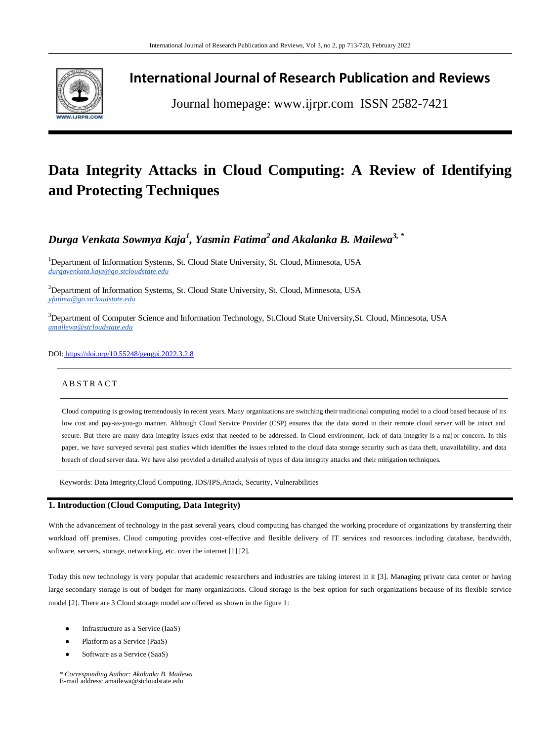# Data Integrity Attacks in Cloud Computing: A Review of Identifying and Protecting Techniques

*Durga Venkata Sowmya Kaja[1], Yasmin Fatima[2] and Akalanka B. Mailewa[3, *]*

[1]Department of Information Systems, St. Cloud State University, St. Cloud, Minnesota, USA
*durgavenkata.kaja@go.stcloudstate.edu*

[2]Department of Information Systems, St. Cloud State University, St. Cloud, Minnesota, USA
*yfatima@go.stcloudstate.edu*

[3]Department of Computer Science and Information Technology, St.Cloud State University,St. Cloud, Minnesota, USA
*amailewa@stcloudstate.edu*

DOI: https://doi.org/10.55248/gengpi.2022.3.2.8

## ABSTRACT

Cloud computing is growing tremendously in recent years. Many organizations are switching their traditional computing model to a cloud based because of its low cost and pay-as-you-go manner. Although Cloud Service Provider (CSP) ensures that the data stored in their remote cloud server will be intact and secure. But there are many data integrity issues exist that needed to be addressed. In Cloud environment, lack of data integrity is a major concern. In this paper, we have surveyed several past studies which identifies the issues related to the cloud data storage security such as data theft, unavailability, and data breach of cloud server data. We have also provided a detailed analysis of types of data integrity attacks and their mitigation techniques.

Keywords: Data Integrity,Cloud Computing, IDS/IPS,Attack, Security, Vulnerabilities

## 1. Introduction (Cloud Computing, Data Integrity)

With the advancement of technology in the past several years, cloud computing has changed the working procedure of organizations by transferring their workload off premises. Cloud computing provides cost-effective and flexible delivery of IT services and resources including database, bandwidth, software, servers, storage, networking, etc. over the internet [1] [2].

Today this new technology is very popular that academic researchers and industries are taking interest in it [3]. Managing private data center or having large secondary storage is out of budget for many organizations. Cloud storage is the best option for such organizations because of its flexible service model [2]. There are 3 Cloud storage model are offered as shown in the figure 1:

- Infrastructure as a Service (IaaS)
- Platform as a Service (PaaS)
- Software as a Service (SaaS)

\* *Corresponding Author: Akalanka B. Mailewa*
E-mail address: amailewa@stcloudstate.edu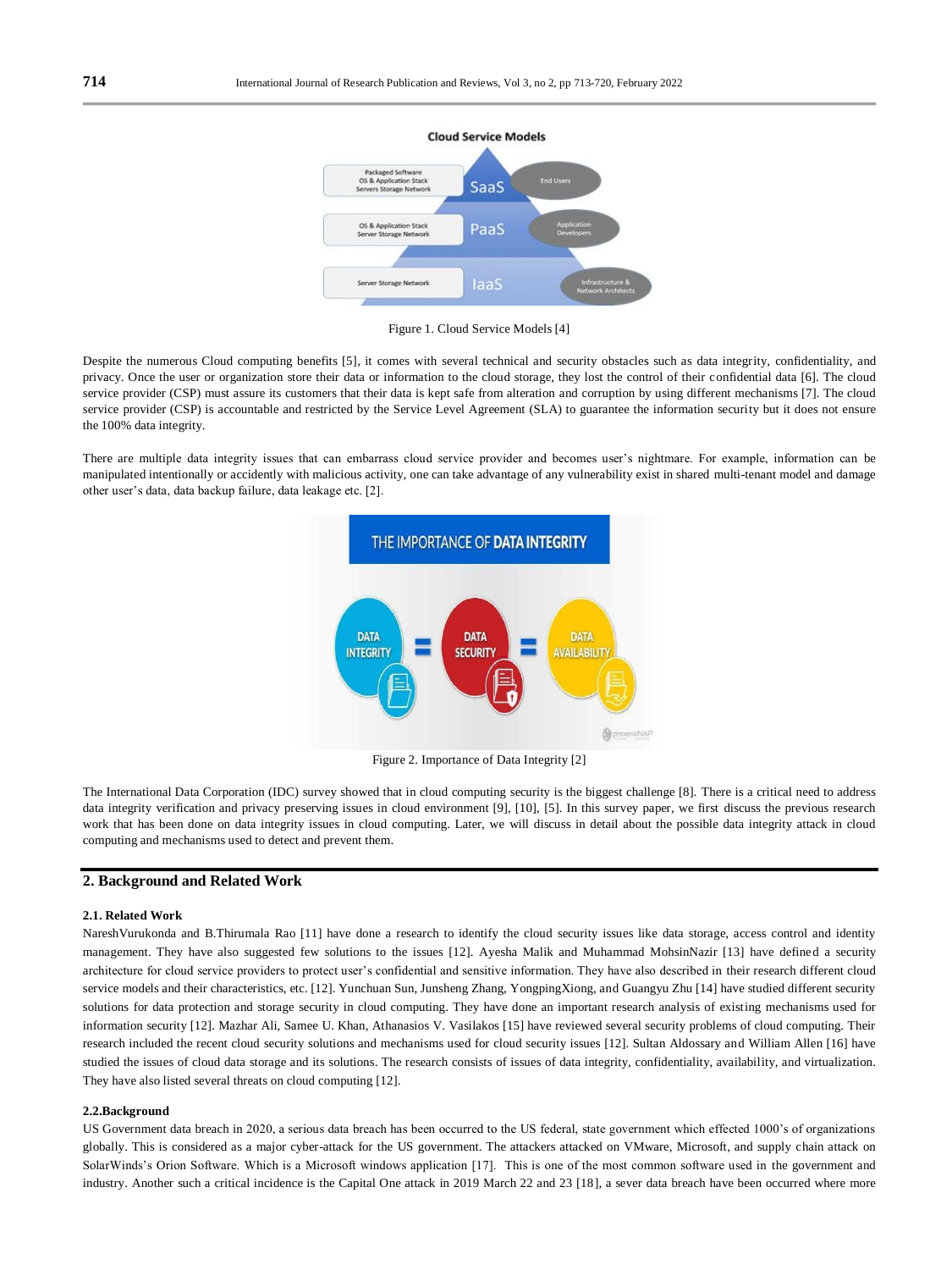Figure 1. Cloud Service Models [4]

Despite the numerous Cloud computing benefits [5], it comes with several technical and security obstacles such as data integrity, confidentiality, and privacy. Once the user or organization store their data or information to the cloud storage, they lost the control of their confidential data [6]. The cloud service provider (CSP) must assure its customers that their data is kept safe from alteration and corruption by using different mechanisms [7]. The cloud service provider (CSP) is accountable and restricted by the Service Level Agreement (SLA) to guarantee the information security but it does not ensure the 100% data integrity.

There are multiple data integrity issues that can embarrass cloud service provider and becomes user's nightmare. For example, information can be manipulated intentionally or accidently with malicious activity, one can take advantage of any vulnerability exist in shared multi-tenant model and damage other user's data, data backup failure, data leakage etc. [2].

Figure 2. Importance of Data Integrity [2]

The International Data Corporation (IDC) survey showed that in cloud computing security is the biggest challenge [8]. There is a critical need to address data integrity verification and privacy preserving issues in cloud environment [9], [10], [5]. In this survey paper, we first discuss the previous research work that has been done on data integrity issues in cloud computing. Later, we will discuss in detail about the possible data integrity attack in cloud computing and mechanisms used to detect and prevent them.

## 2. Background and Related Work

### 2.1. Related Work

NareshVurukonda and B.Thirumala Rao [11] have done a research to identify the cloud security issues like data storage, access control and identity management. They have also suggested few solutions to the issues [12]. Ayesha Malik and Muhammad MohsinNazir [13] have defined a security architecture for cloud service providers to protect user's confidential and sensitive information. They have also described in their research different cloud service models and their characteristics, etc. [12]. Yunchuan Sun, Junsheng Zhang, YongpingXiong, and Guangyu Zhu [14] have studied different security solutions for data protection and storage security in cloud computing. They have done an important research analysis of existing mechanisms used for information security [12]. Mazhar Ali, Samee U. Khan, Athanasios V. Vasilakos [15] have reviewed several security problems of cloud computing. Their research included the recent cloud security solutions and mechanisms used for cloud security issues [12]. Sultan Aldossary and William Allen [16] have studied the issues of cloud data storage and its solutions. The research consists of issues of data integrity, confidentiality, availability, and virtualization. They have also listed several threats on cloud computing [12].

### 2.2.Background

US Government data breach in 2020, a serious data breach has been occurred to the US federal, state government which effected 1000's of organizations globally. This is considered as a major cyber-attack for the US government. The attackers attacked on VMware, Microsoft, and supply chain attack on SolarWinds's Orion Software. Which is a Microsoft windows application [17]. This is one of the most common software used in the government and industry. Another such a critical incidence is the Capital One attack in 2019 March 22 and 23 [18], a sever data breach have been occurred where more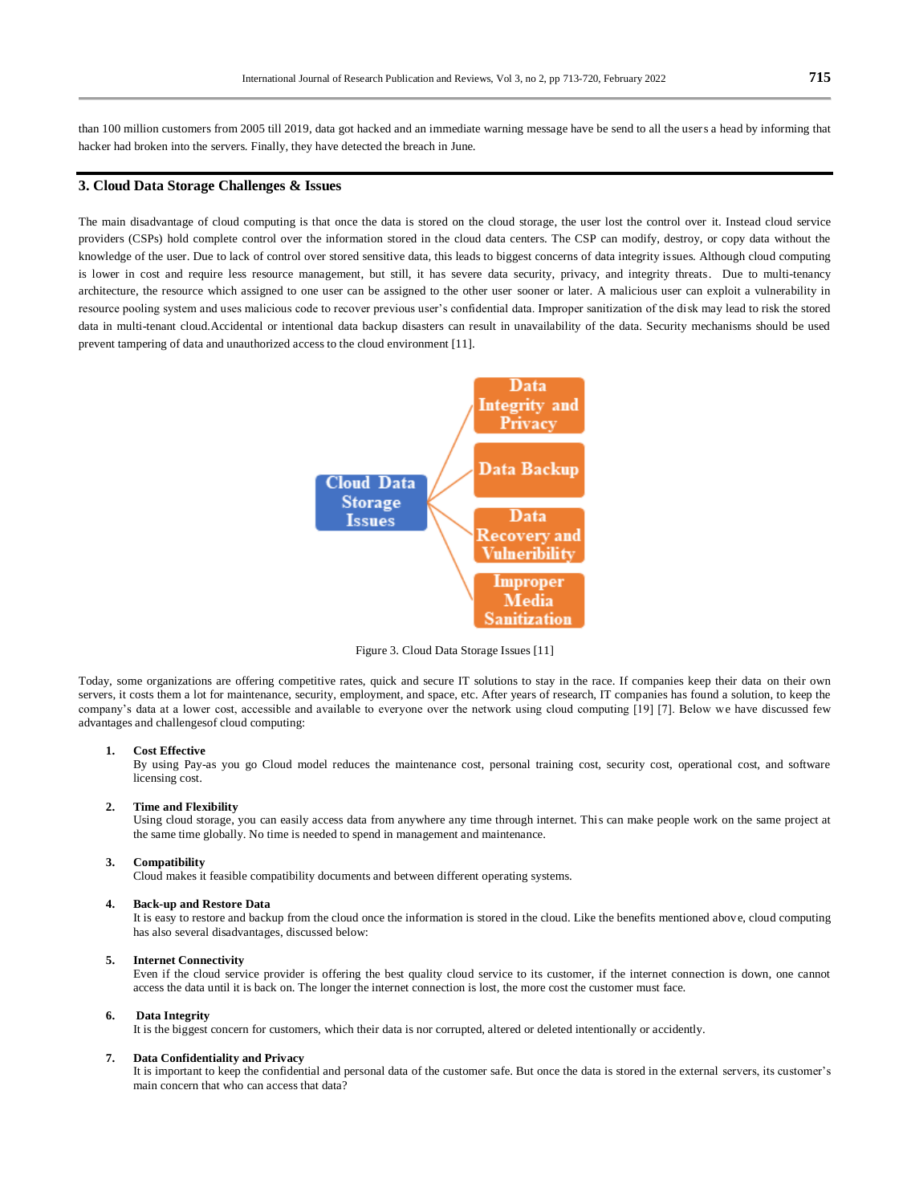than 100 million customers from 2005 till 2019, data got hacked and an immediate warning message have be send to all the users a head by informing that hacker had broken into the servers. Finally, they have detected the breach in June.

## 3. Cloud Data Storage Challenges & Issues

The main disadvantage of cloud computing is that once the data is stored on the cloud storage, the user lost the control over it. Instead cloud service providers (CSPs) hold complete control over the information stored in the cloud data centers. The CSP can modify, destroy, or copy data without the knowledge of the user. Due to lack of control over stored sensitive data, this leads to biggest concerns of data integrity issues. Although cloud computing is lower in cost and require less resource management, but still, it has severe data security, privacy, and integrity threats. Due to multi-tenancy architecture, the resource which assigned to one user can be assigned to the other user sooner or later. A malicious user can exploit a vulnerability in resource pooling system and uses malicious code to recover previous user's confidential data. Improper sanitization of the disk may lead to risk the stored data in multi-tenant cloud.Accidental or intentional data backup disasters can result in unavailability of the data. Security mechanisms should be used prevent tampering of data and unauthorized access to the cloud environment [11].

Cloud Data Storage Issues

Data Integrity and Privacy

Data Backup

Data Recovery and Vulneribility

Improper Media Sanitization

Figure 3. Cloud Data Storage Issues [11]

Today, some organizations are offering competitive rates, quick and secure IT solutions to stay in the race. If companies keep their data on their own servers, it costs them a lot for maintenance, security, employment, and space, etc. After years of research, IT companies has found a solution, to keep the company's data at a lower cost, accessible and available to everyone over the network using cloud computing [19] [7]. Below we have discussed few advantages and challengesof cloud computing:

1. **Cost Effective**
   By using Pay-as you go Cloud model reduces the maintenance cost, personal training cost, security cost, operational cost, and software licensing cost.

2. **Time and Flexibility**
   Using cloud storage, you can easily access data from anywhere any time through internet. This can make people work on the same project at the same time globally. No time is needed to spend in management and maintenance.

3. **Compatibility**
   Cloud makes it feasible compatibility documents and between different operating systems.

4. **Back-up and Restore Data**
   It is easy to restore and backup from the cloud once the information is stored in the cloud. Like the benefits mentioned above, cloud computing has also several disadvantages, discussed below:

5. **Internet Connectivity**
   Even if the cloud service provider is offering the best quality cloud service to its customer, if the internet connection is down, one cannot access the data until it is back on. The longer the internet connection is lost, the more cost the customer must face.

6. **Data Integrity**
   It is the biggest concern for customers, which their data is nor corrupted, altered or deleted intentionally or accidently.

7. **Data Confidentiality and Privacy**
   It is important to keep the confidential and personal data of the customer safe. But once the data is stored in the external servers, its customer's main concern that who can access that data?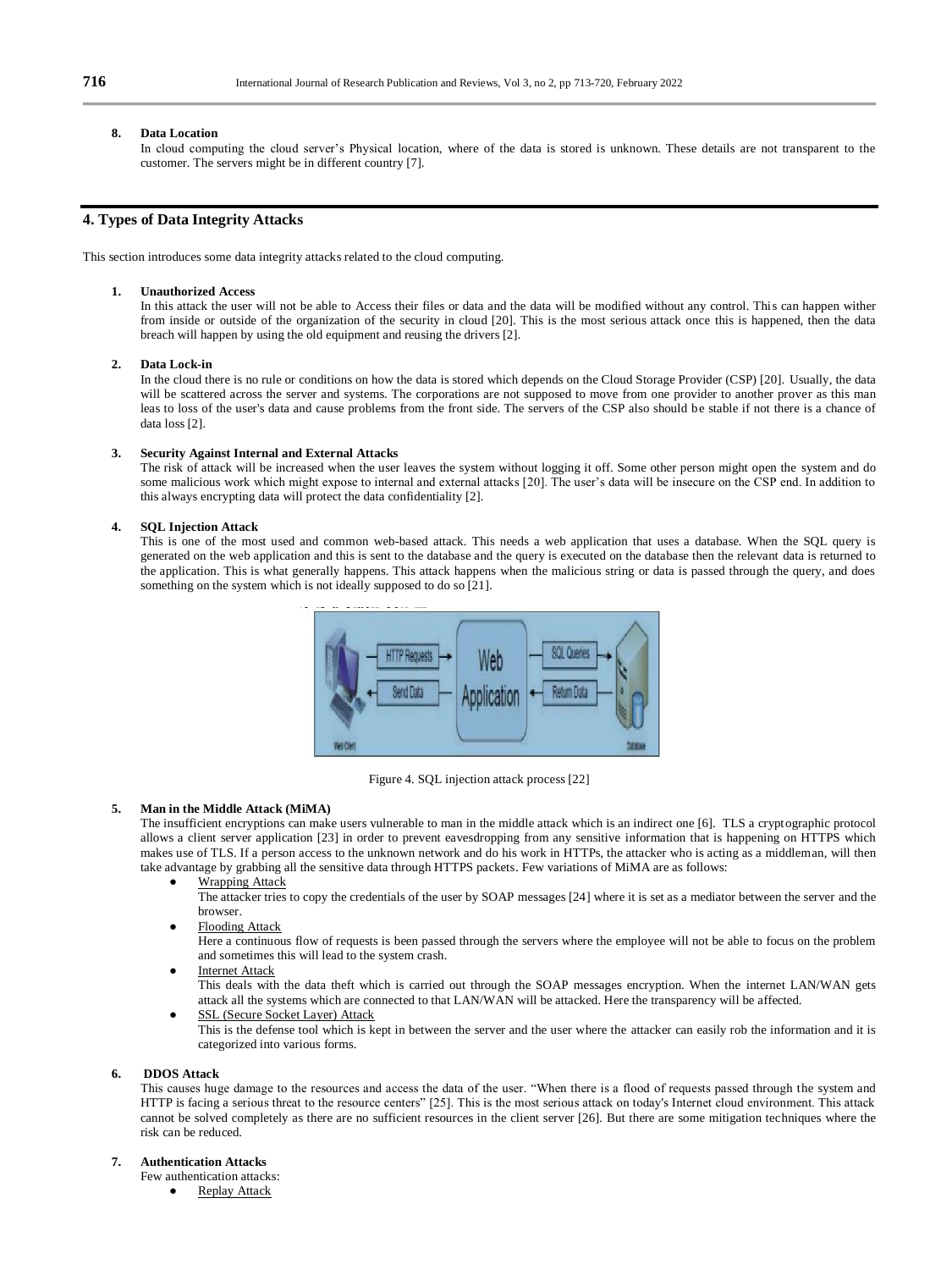8. **Data Location**

   In cloud computing the cloud server's Physical location, where of the data is stored is unknown. These details are not transparent to the customer. The servers might be in different country [7].

## 4. Types of Data Integrity Attacks

This section introduces some data integrity attacks related to the cloud computing.

1. **Unauthorized Access**

   In this attack the user will not be able to Access their files or data and the data will be modified without any control. This can happen wither from inside or outside of the organization of the security in cloud [20]. This is the most serious attack once this is happened, then the data breach will happen by using the old equipment and reusing the drivers [2].

2. **Data Lock-in**

   In the cloud there is no rule or conditions on how the data is stored which depends on the Cloud Storage Provider (CSP) [20]. Usually, the data will be scattered across the server and systems. The corporations are not supposed to move from one provider to another prover as this man leas to loss of the user's data and cause problems from the front side. The servers of the CSP also should be stable if not there is a chance of data loss [2].

3. **Security Against Internal and External Attacks**

   The risk of attack will be increased when the user leaves the system without logging it off. Some other person might open the system and do some malicious work which might expose to internal and external attacks [20]. The user's data will be insecure on the CSP end. In addition to this always encrypting data will protect the data confidentiality [2].

4. **SQL Injection Attack**

   This is one of the most used and common web-based attack. This needs a web application that uses a database. When the SQL query is generated on the web application and this is sent to the database and the query is executed on the database then the relevant data is returned to the application. This is what generally happens. This attack happens when the malicious string or data is passed through the query, and does something on the system which is not ideally supposed to do so [21].

Figure 4. SQL injection attack process [22]

5. **Man in the Middle Attack (MiMA)**

   The insufficient encryptions can make users vulnerable to man in the middle attack which is an indirect one [6]. TLS a cryptographic protocol allows a client server application [23] in order to prevent eavesdropping from any sensitive information that is happening on HTTPS which makes use of TLS. If a person access to the unknown network and do his work in HTTPs, the attacker who is acting as a middleman, will then take advantage by grabbing all the sensitive data through HTTPS packets. Few variations of MiMA are as follows:

   - Wrapping Attack

     The attacker tries to copy the credentials of the user by SOAP messages [24] where it is set as a mediator between the server and the browser.
   - Flooding Attack

     Here a continuous flow of requests is been passed through the servers where the employee will not be able to focus on the problem and sometimes this will lead to the system crash.
   - Internet Attack

     This deals with the data theft which is carried out through the SOAP messages encryption. When the internet LAN/WAN gets attack all the systems which are connected to that LAN/WAN will be attacked. Here the transparency will be affected.
   - SSL (Secure Socket Layer) Attack

     This is the defense tool which is kept in between the server and the user where the attacker can easily rob the information and it is categorized into various forms.

6. **DDOS Attack**

   This causes huge damage to the resources and access the data of the user. "When there is a flood of requests passed through the system and HTTP is facing a serious threat to the resource centers" [25]. This is the most serious attack on today's Internet cloud environment. This attack cannot be solved completely as there are no sufficient resources in the client server [26]. But there are some mitigation techniques where the risk can be reduced.

7. **Authentication Attacks**

   Few authentication attacks:

   - Replay Attack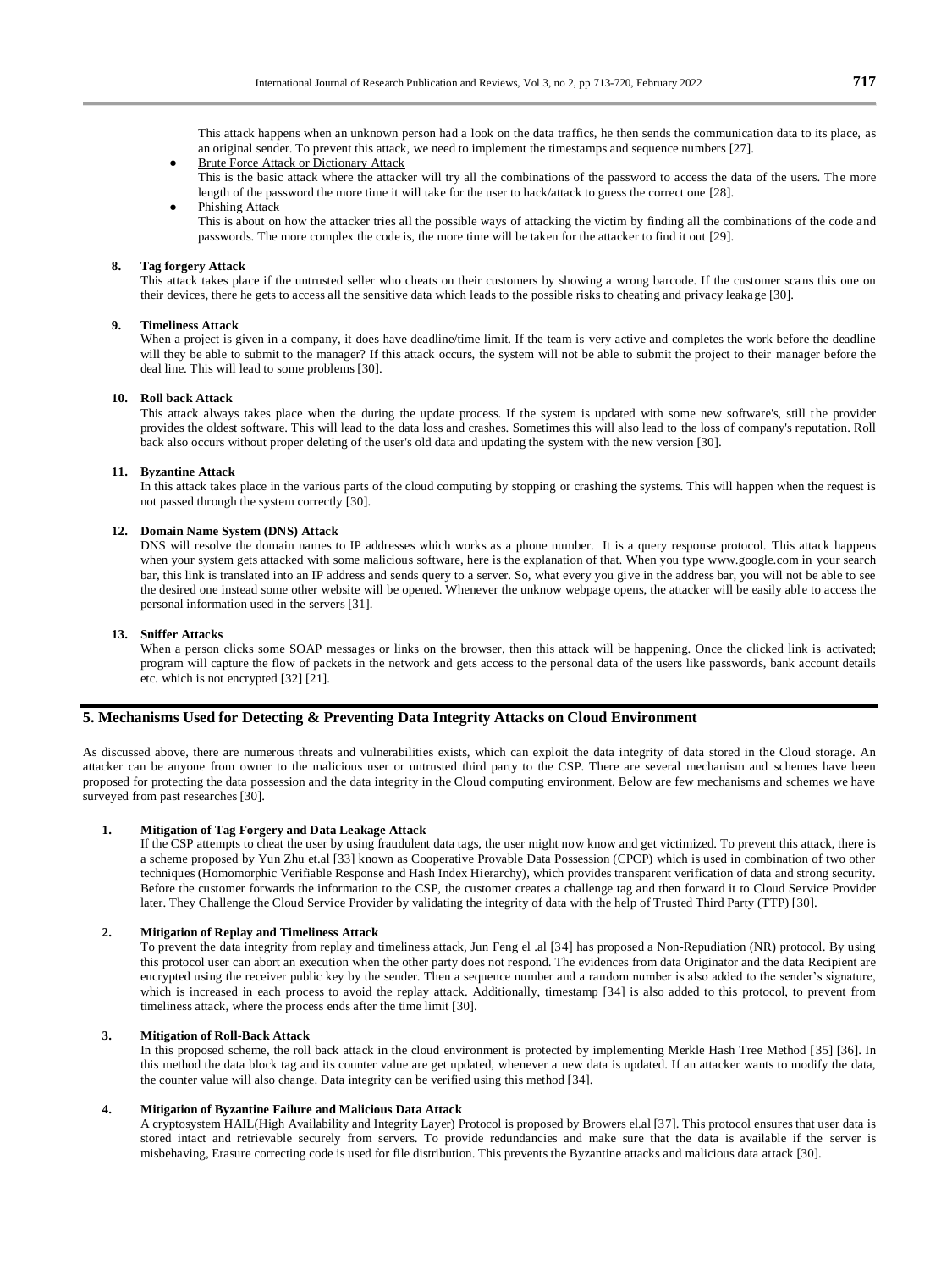This attack happens when an unknown person had a look on the data traffics, he then sends the communication data to its place, as an original sender. To prevent this attack, we need to implement the timestamps and sequence numbers [27].

- Brute Force Attack or Dictionary Attack
  This is the basic attack where the attacker will try all the combinations of the password to access the data of the users. The more length of the password the more time it will take for the user to hack/attack to guess the correct one [28].
- Phishing Attack
  This is about on how the attacker tries all the possible ways of attacking the victim by finding all the combinations of the code and passwords. The more complex the code is, the more time will be taken for the attacker to find it out [29].

**8. Tag forgery Attack**

This attack takes place if the untrusted seller who cheats on their customers by showing a wrong barcode. If the customer scans this one on their devices, there he gets to access all the sensitive data which leads to the possible risks to cheating and privacy leakage [30].

**9. Timeliness Attack**

When a project is given in a company, it does have deadline/time limit. If the team is very active and completes the work before the deadline will they be able to submit to the manager? If this attack occurs, the system will not be able to submit the project to their manager before the deal line. This will lead to some problems [30].

**10. Roll back Attack**

This attack always takes place when the during the update process. If the system is updated with some new software's, still the provider provides the oldest software. This will lead to the data loss and crashes. Sometimes this will also lead to the loss of company's reputation. Roll back also occurs without proper deleting of the user's old data and updating the system with the new version [30].

**11. Byzantine Attack**

In this attack takes place in the various parts of the cloud computing by stopping or crashing the systems. This will happen when the request is not passed through the system correctly [30].

**12. Domain Name System (DNS) Attack**

DNS will resolve the domain names to IP addresses which works as a phone number. It is a query response protocol. This attack happens when your system gets attacked with some malicious software, here is the explanation of that. When you type www.google.com in your search bar, this link is translated into an IP address and sends query to a server. So, what every you give in the address bar, you will not be able to see the desired one instead some other website will be opened. Whenever the unknow webpage opens, the attacker will be easily able to access the personal information used in the servers [31].

**13. Sniffer Attacks**

When a person clicks some SOAP messages or links on the browser, then this attack will be happening. Once the clicked link is activated; program will capture the flow of packets in the network and gets access to the personal data of the users like passwords, bank account details etc. which is not encrypted [32] [21].

## 5. Mechanisms Used for Detecting & Preventing Data Integrity Attacks on Cloud Environment

As discussed above, there are numerous threats and vulnerabilities exists, which can exploit the data integrity of data stored in the Cloud storage. An attacker can be anyone from owner to the malicious user or untrusted third party to the CSP. There are several mechanism and schemes have been proposed for protecting the data possession and the data integrity in the Cloud computing environment. Below are few mechanisms and schemes we have surveyed from past researches [30].

**1. Mitigation of Tag Forgery and Data Leakage Attack**

If the CSP attempts to cheat the user by using fraudulent data tags, the user might now know and get victimized. To prevent this attack, there is a scheme proposed by Yun Zhu et.al [33] known as Cooperative Provable Data Possession (CPCP) which is used in combination of two other techniques (Homomorphic Verifiable Response and Hash Index Hierarchy), which provides transparent verification of data and strong security. Before the customer forwards the information to the CSP, the customer creates a challenge tag and then forward it to Cloud Service Provider later. They Challenge the Cloud Service Provider by validating the integrity of data with the help of Trusted Third Party (TTP) [30].

**2. Mitigation of Replay and Timeliness Attack**

To prevent the data integrity from replay and timeliness attack, Jun Feng el .al [34] has proposed a Non-Repudiation (NR) protocol. By using this protocol user can abort an execution when the other party does not respond. The evidences from data Originator and the data Recipient are encrypted using the receiver public key by the sender. Then a sequence number and a random number is also added to the sender's signature, which is increased in each process to avoid the replay attack. Additionally, timestamp [34] is also added to this protocol, to prevent from timeliness attack, where the process ends after the time limit [30].

**3. Mitigation of Roll-Back Attack**

In this proposed scheme, the roll back attack in the cloud environment is protected by implementing Merkle Hash Tree Method [35] [36]. In this method the data block tag and its counter value are get updated, whenever a new data is updated. If an attacker wants to modify the data, the counter value will also change. Data integrity can be verified using this method [34].

**4. Mitigation of Byzantine Failure and Malicious Data Attack**

A cryptosystem HAIL(High Availability and Integrity Layer) Protocol is proposed by Browers el.al [37]. This protocol ensures that user data is stored intact and retrievable securely from servers. To provide redundancies and make sure that the data is available if the server is misbehaving, Erasure correcting code is used for file distribution. This prevents the Byzantine attacks and malicious data attack [30].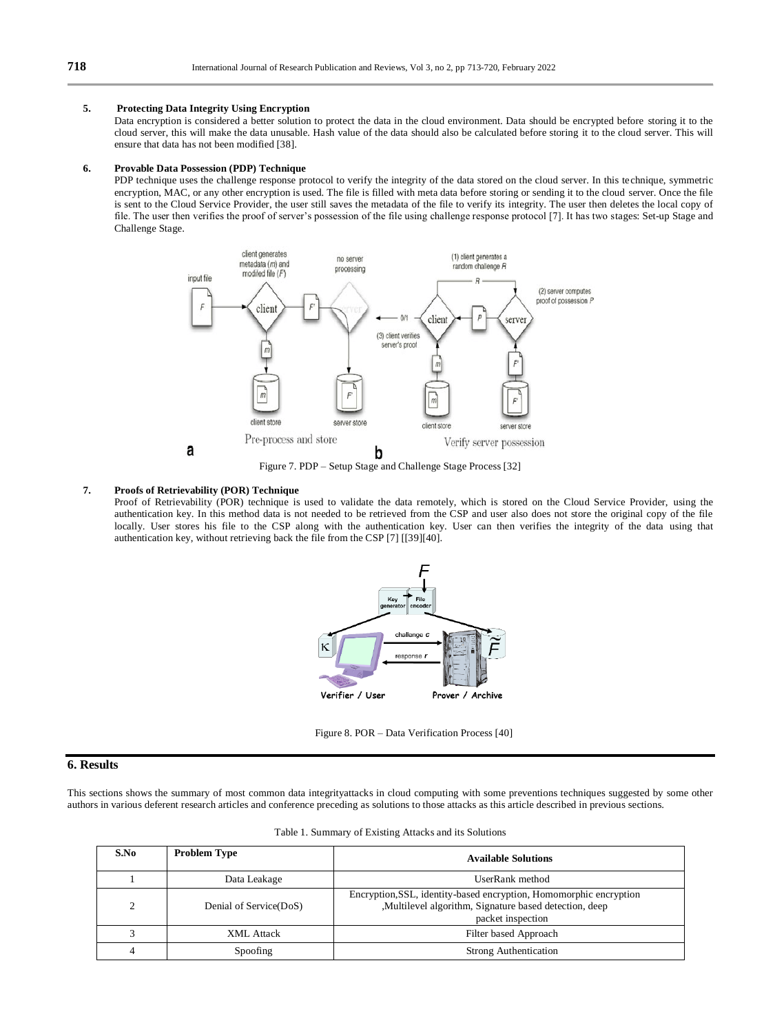5. **Protecting Data Integrity Using Encryption**

Data encryption is considered a better solution to protect the data in the cloud environment. Data should be encrypted before storing it to the cloud server, this will make the data unusable. Hash value of the data should also be calculated before storing it to the cloud server. This will ensure that data has not been modified [38].

6. **Provable Data Possession (PDP) Technique**

PDP technique uses the challenge response protocol to verify the integrity of the data stored on the cloud server. In this technique, symmetric encryption, MAC, or any other encryption is used. The file is filled with meta data before storing or sending it to the cloud server. Once the file is sent to the Cloud Service Provider, the user still saves the metadata of the file to verify its integrity. The user then deletes the local copy of file. The user then verifies the proof of server's possession of the file using challenge response protocol [7]. It has two stages: Set-up Stage and Challenge Stage.

Figure 7. PDP – Setup Stage and Challenge Stage Process [32]

7. **Proofs of Retrievability (POR) Technique**

Proof of Retrievability (POR) technique is used to validate the data remotely, which is stored on the Cloud Service Provider, using the authentication key. In this method data is not needed to be retrieved from the CSP and user also does not store the original copy of the file locally. User stores his file to the CSP along with the authentication key. User can then verifies the integrity of the data using that authentication key, without retrieving back the file from the CSP [7] [[39][40].

Figure 8. POR – Data Verification Process [40]

## 6. Results

This sections shows the summary of most common data integrityattacks in cloud computing with some preventions techniques suggested by some other authors in various deferent research articles and conference preceding as solutions to those attacks as this article described in previous sections.

Table 1. Summary of Existing Attacks and its Solutions

| S.No | Problem Type | Available Solutions |
|---|---|---|
| 1 | Data Leakage | UserRank method |
| 2 | Denial of Service(DoS) | Encryption,SSL, identity-based encryption, Homomorphic encryption ,Multilevel algorithm, Signature based detection, deep packet inspection |
| 3 | XML Attack | Filter based Approach |
| 4 | Spoofing | Strong Authentication |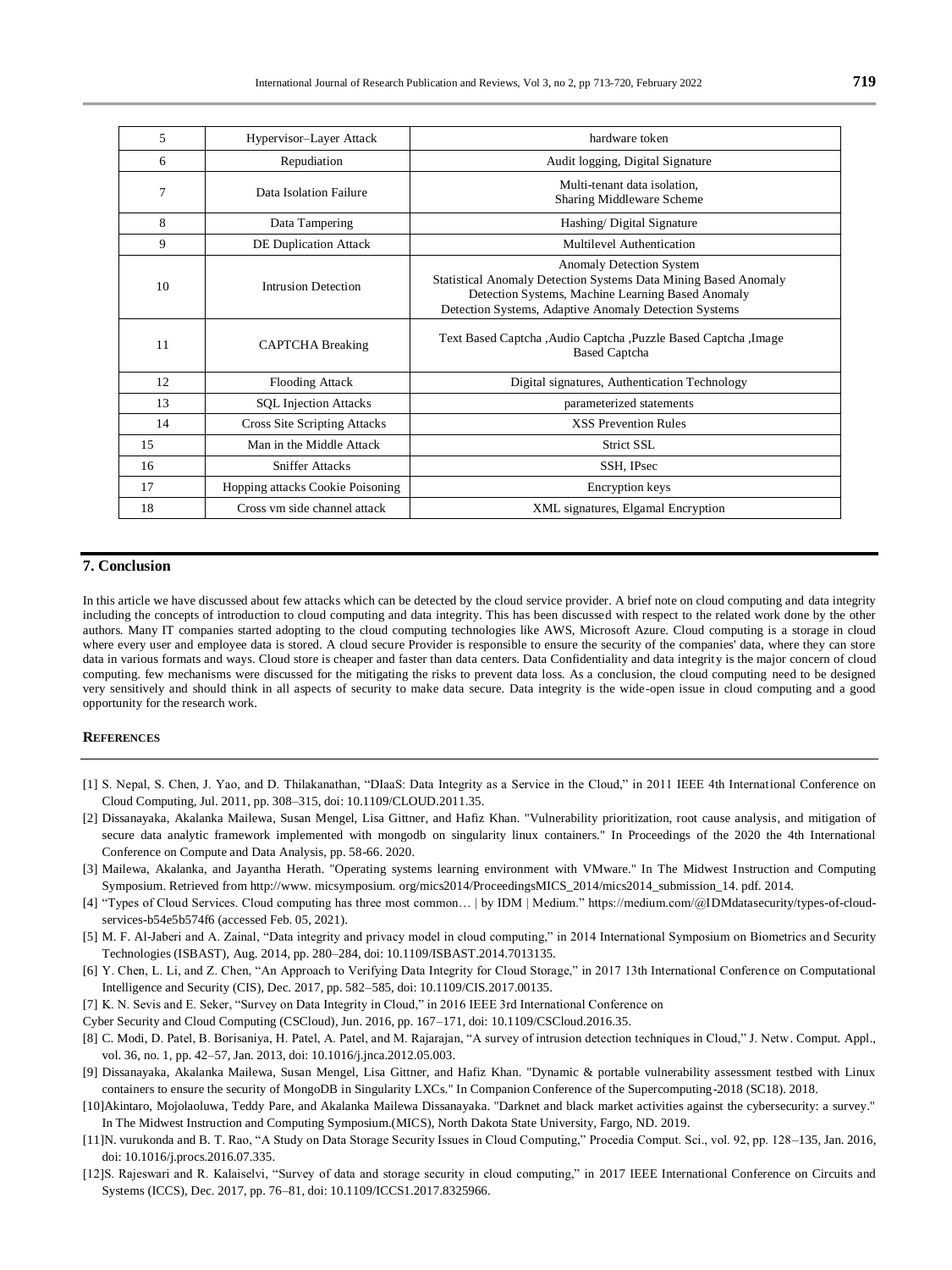| 5 | Hypervisor–Layer Attack | hardware token |
|---|---|---|
| 6 | Repudiation | Audit logging, Digital Signature |
| 7 | Data Isolation Failure | Multi-tenant data isolation, Sharing Middleware Scheme |
| 8 | Data Tampering | Hashing/ Digital Signature |
| 9 | DE Duplication Attack | Multilevel Authentication |
| 10 | Intrusion Detection | Anomaly Detection System Statistical Anomaly Detection Systems Data Mining Based Anomaly Detection Systems, Machine Learning Based Anomaly Detection Systems, Adaptive Anomaly Detection Systems |
| 11 | CAPTCHA Breaking | Text Based Captcha ,Audio Captcha ,Puzzle Based Captcha ,Image Based Captcha |
| 12 | Flooding Attack | Digital signatures, Authentication Technology |
| 13 | SQL Injection Attacks | parameterized statements |
| 14 | Cross Site Scripting Attacks | XSS Prevention Rules |
| 15 | Man in the Middle Attack | Strict SSL |
| 16 | Sniffer Attacks | SSH, IPsec |
| 17 | Hopping attacks Cookie Poisoning | Encryption keys |
| 18 | Cross vm side channel attack | XML signatures, Elgamal Encryption |

## 7. Conclusion

In this article we have discussed about few attacks which can be detected by the cloud service provider. A brief note on cloud computing and data integrity including the concepts of introduction to cloud computing and data integrity. This has been discussed with respect to the related work done by the other authors. Many IT companies started adopting to the cloud computing technologies like AWS, Microsoft Azure. Cloud computing is a storage in cloud where every user and employee data is stored. A cloud secure Provider is responsible to ensure the security of the companies' data, where they can store data in various formats and ways. Cloud store is cheaper and faster than data centers. Data Confidentiality and data integrity is the major concern of cloud computing. few mechanisms were discussed for the mitigating the risks to prevent data loss. As a conclusion, the cloud computing need to be designed very sensitively and should think in all aspects of security to make data secure. Data integrity is the wide-open issue in cloud computing and a good opportunity for the research work.

## References

[1] S. Nepal, S. Chen, J. Yao, and D. Thilakanathan, "DIaaS: Data Integrity as a Service in the Cloud," in 2011 IEEE 4th International Conference on Cloud Computing, Jul. 2011, pp. 308–315, doi: 10.1109/CLOUD.2011.35.

[2] Dissanayaka, Akalanka Mailewa, Susan Mengel, Lisa Gittner, and Hafiz Khan. "Vulnerability prioritization, root cause analysis, and mitigation of secure data analytic framework implemented with mongodb on singularity linux containers." In Proceedings of the 2020 the 4th International Conference on Compute and Data Analysis, pp. 58-66. 2020.

[3] Mailewa, Akalanka, and Jayantha Herath. "Operating systems learning environment with VMware." In The Midwest Instruction and Computing Symposium. Retrieved from http://www. micsymposium. org/mics2014/ProceedingsMICS_2014/mics2014_submission_14. pdf. 2014.

[4] "Types of Cloud Services. Cloud computing has three most common… | by IDM | Medium." https://medium.com/@IDMdatasecurity/types-of-cloud-services-b54e5b574f6 (accessed Feb. 05, 2021).

[5] M. F. Al-Jaberi and A. Zainal, "Data integrity and privacy model in cloud computing," in 2014 International Symposium on Biometrics and Security Technologies (ISBAST), Aug. 2014, pp. 280–284, doi: 10.1109/ISBAST.2014.7013135.

[6] Y. Chen, L. Li, and Z. Chen, "An Approach to Verifying Data Integrity for Cloud Storage," in 2017 13th International Conference on Computational Intelligence and Security (CIS), Dec. 2017, pp. 582–585, doi: 10.1109/CIS.2017.00135.

[7] K. N. Sevis and E. Seker, "Survey on Data Integrity in Cloud," in 2016 IEEE 3rd International Conference on Cyber Security and Cloud Computing (CSCloud), Jun. 2016, pp. 167–171, doi: 10.1109/CSCloud.2016.35.

[8] C. Modi, D. Patel, B. Borisaniya, H. Patel, A. Patel, and M. Rajarajan, "A survey of intrusion detection techniques in Cloud," J. Netw. Comput. Appl., vol. 36, no. 1, pp. 42–57, Jan. 2013, doi: 10.1016/j.jnca.2012.05.003.

[9] Dissanayaka, Akalanka Mailewa, Susan Mengel, Lisa Gittner, and Hafiz Khan. "Dynamic & portable vulnerability assessment testbed with Linux containers to ensure the security of MongoDB in Singularity LXCs." In Companion Conference of the Supercomputing-2018 (SC18). 2018.

[10]Akintaro, Mojolaoluwa, Teddy Pare, and Akalanka Mailewa Dissanayaka. "Darknet and black market activities against the cybersecurity: a survey." In The Midwest Instruction and Computing Symposium.(MICS), North Dakota State University, Fargo, ND. 2019.

[11]N. vurukonda and B. T. Rao, "A Study on Data Storage Security Issues in Cloud Computing," Procedia Comput. Sci., vol. 92, pp. 128–135, Jan. 2016, doi: 10.1016/j.procs.2016.07.335.

[12]S. Rajeswari and R. Kalaiselvi, "Survey of data and storage security in cloud computing," in 2017 IEEE International Conference on Circuits and Systems (ICCS), Dec. 2017, pp. 76–81, doi: 10.1109/ICCS1.2017.8325966.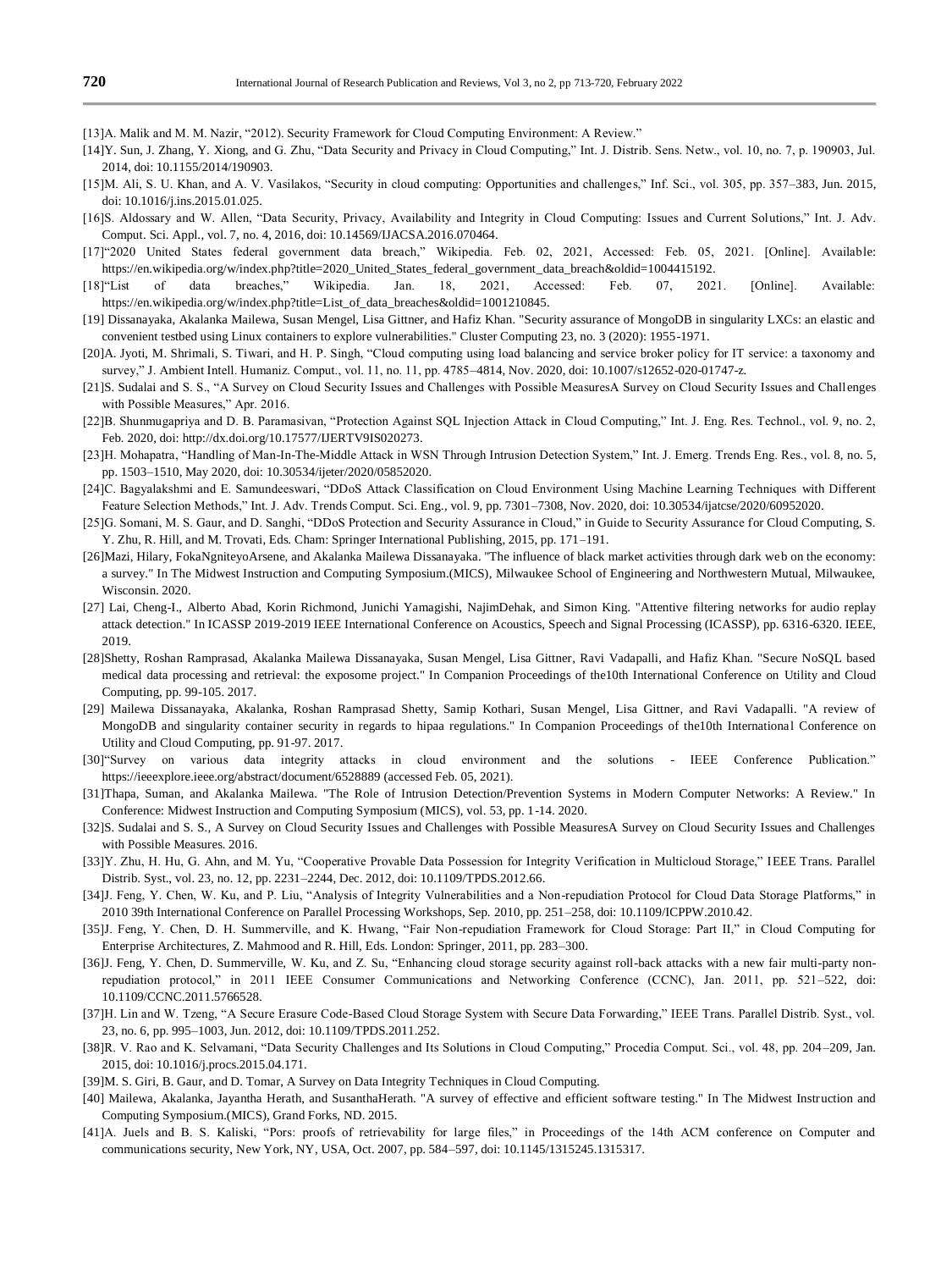[13]A. Malik and M. M. Nazir, "(2012). Security Framework for Cloud Computing Environment: A Review."

[14]Y. Sun, J. Zhang, Y. Xiong, and G. Zhu, "Data Security and Privacy in Cloud Computing," Int. J. Distrib. Sens. Netw., vol. 10, no. 7, p. 190903, Jul. 2014, doi: 10.1155/2014/190903.

[15]M. Ali, S. U. Khan, and A. V. Vasilakos, "Security in cloud computing: Opportunities and challenges," Inf. Sci., vol. 305, pp. 357–383, Jun. 2015, doi: 10.1016/j.ins.2015.01.025.

[16]S. Aldossary and W. Allen, "Data Security, Privacy, Availability and Integrity in Cloud Computing: Issues and Current Solutions," Int. J. Adv. Comput. Sci. Appl., vol. 7, no. 4, 2016, doi: 10.14569/IJACSA.2016.070464.

[17]"2020 United States federal government data breach," Wikipedia. Feb. 02, 2021, Accessed: Feb. 05, 2021. [Online]. Available: https://en.wikipedia.org/w/index.php?title=2020_United_States_federal_government_data_breach&oldid=1004415192.

[18]"List of data breaches," Wikipedia. Jan. 18, 2021, Accessed: Feb. 07, 2021. [Online]. Available: https://en.wikipedia.org/w/index.php?title=List_of_data_breaches&oldid=1001210845.

[19] Dissanayaka, Akalanka Mailewa, Susan Mengel, Lisa Gittner, and Hafiz Khan. "Security assurance of MongoDB in singularity LXCs: an elastic and convenient testbed using Linux containers to explore vulnerabilities." Cluster Computing 23, no. 3 (2020): 1955-1971.

[20]A. Jyoti, M. Shrimali, S. Tiwari, and H. P. Singh, "Cloud computing using load balancing and service broker policy for IT service: a taxonomy and survey," J. Ambient Intell. Humaniz. Comput., vol. 11, no. 11, pp. 4785–4814, Nov. 2020, doi: 10.1007/s12652-020-01747-z.

[21]S. Sudalai and S. S., "A Survey on Cloud Security Issues and Challenges with Possible MeasuresA Survey on Cloud Security Issues and Challenges with Possible Measures," Apr. 2016.

[22]B. Shunmugapriya and D. B. Paramasivan, "Protection Against SQL Injection Attack in Cloud Computing," Int. J. Eng. Res. Technol., vol. 9, no. 2, Feb. 2020, doi: http://dx.doi.org/10.17577/IJERTV9IS020273.

[23]H. Mohapatra, "Handling of Man-In-The-Middle Attack in WSN Through Intrusion Detection System," Int. J. Emerg. Trends Eng. Res., vol. 8, no. 5, pp. 1503–1510, May 2020, doi: 10.30534/ijeter/2020/05852020.

[24]C. Bagyalakshmi and E. Samundeeswari, "DDoS Attack Classification on Cloud Environment Using Machine Learning Techniques with Different Feature Selection Methods," Int. J. Adv. Trends Comput. Sci. Eng., vol. 9, pp. 7301–7308, Nov. 2020, doi: 10.30534/ijatcse/2020/60952020.

[25]G. Somani, M. S. Gaur, and D. Sanghi, "DDoS Protection and Security Assurance in Cloud," in Guide to Security Assurance for Cloud Computing, S. Y. Zhu, R. Hill, and M. Trovati, Eds. Cham: Springer International Publishing, 2015, pp. 171–191.

[26]Mazi, Hilary, FokaNgniteyoArsene, and Akalanka Mailewa Dissanayaka. "The influence of black market activities through dark web on the economy: a survey." In The Midwest Instruction and Computing Symposium.(MICS), Milwaukee School of Engineering and Northwestern Mutual, Milwaukee, Wisconsin. 2020.

[27] Lai, Cheng-I., Alberto Abad, Korin Richmond, Junichi Yamagishi, NajimDehak, and Simon King. "Attentive filtering networks for audio replay attack detection." In ICASSP 2019-2019 IEEE International Conference on Acoustics, Speech and Signal Processing (ICASSP), pp. 6316-6320. IEEE, 2019.

[28]Shetty, Roshan Ramprasad, Akalanka Mailewa Dissanayaka, Susan Mengel, Lisa Gittner, Ravi Vadapalli, and Hafiz Khan. "Secure NoSQL based medical data processing and retrieval: the exposome project." In Companion Proceedings of the10th International Conference on Utility and Cloud Computing, pp. 99-105. 2017.

[29] Mailewa Dissanayaka, Akalanka, Roshan Ramprasad Shetty, Samip Kothari, Susan Mengel, Lisa Gittner, and Ravi Vadapalli. "A review of MongoDB and singularity container security in regards to hipaa regulations." In Companion Proceedings of the10th International Conference on Utility and Cloud Computing, pp. 91-97. 2017.

[30]"Survey on various data integrity attacks in cloud environment and the solutions - IEEE Conference Publication." https://ieeexplore.ieee.org/abstract/document/6528889 (accessed Feb. 05, 2021).

[31]Thapa, Suman, and Akalanka Mailewa. "The Role of Intrusion Detection/Prevention Systems in Modern Computer Networks: A Review." In Conference: Midwest Instruction and Computing Symposium (MICS), vol. 53, pp. 1-14. 2020.

[32]S. Sudalai and S. S., A Survey on Cloud Security Issues and Challenges with Possible MeasuresA Survey on Cloud Security Issues and Challenges with Possible Measures. 2016.

[33]Y. Zhu, H. Hu, G. Ahn, and M. Yu, "Cooperative Provable Data Possession for Integrity Verification in Multicloud Storage," IEEE Trans. Parallel Distrib. Syst., vol. 23, no. 12, pp. 2231–2244, Dec. 2012, doi: 10.1109/TPDS.2012.66.

[34]J. Feng, Y. Chen, W. Ku, and P. Liu, "Analysis of Integrity Vulnerabilities and a Non-repudiation Protocol for Cloud Data Storage Platforms," in 2010 39th International Conference on Parallel Processing Workshops, Sep. 2010, pp. 251–258, doi: 10.1109/ICPPW.2010.42.

[35]J. Feng, Y. Chen, D. H. Summerville, and K. Hwang, "Fair Non-repudiation Framework for Cloud Storage: Part II," in Cloud Computing for Enterprise Architectures, Z. Mahmood and R. Hill, Eds. London: Springer, 2011, pp. 283–300.

[36]J. Feng, Y. Chen, D. Summerville, W. Ku, and Z. Su, "Enhancing cloud storage security against roll-back attacks with a new fair multi-party non-repudiation protocol," in 2011 IEEE Consumer Communications and Networking Conference (CCNC), Jan. 2011, pp. 521–522, doi: 10.1109/CCNC.2011.5766528.

[37]H. Lin and W. Tzeng, "A Secure Erasure Code-Based Cloud Storage System with Secure Data Forwarding," IEEE Trans. Parallel Distrib. Syst., vol. 23, no. 6, pp. 995–1003, Jun. 2012, doi: 10.1109/TPDS.2011.252.

[38]R. V. Rao and K. Selvamani, "Data Security Challenges and Its Solutions in Cloud Computing," Procedia Comput. Sci., vol. 48, pp. 204–209, Jan. 2015, doi: 10.1016/j.procs.2015.04.171.

[39]M. S. Giri, B. Gaur, and D. Tomar, A Survey on Data Integrity Techniques in Cloud Computing.

[40] Mailewa, Akalanka, Jayantha Herath, and SusanthaHerath. "A survey of effective and efficient software testing." In The Midwest Instruction and Computing Symposium.(MICS), Grand Forks, ND. 2015.

[41]A. Juels and B. S. Kaliski, "Pors: proofs of retrievability for large files," in Proceedings of the 14th ACM conference on Computer and communications security, New York, NY, USA, Oct. 2007, pp. 584–597, doi: 10.1145/1315245.1315317.